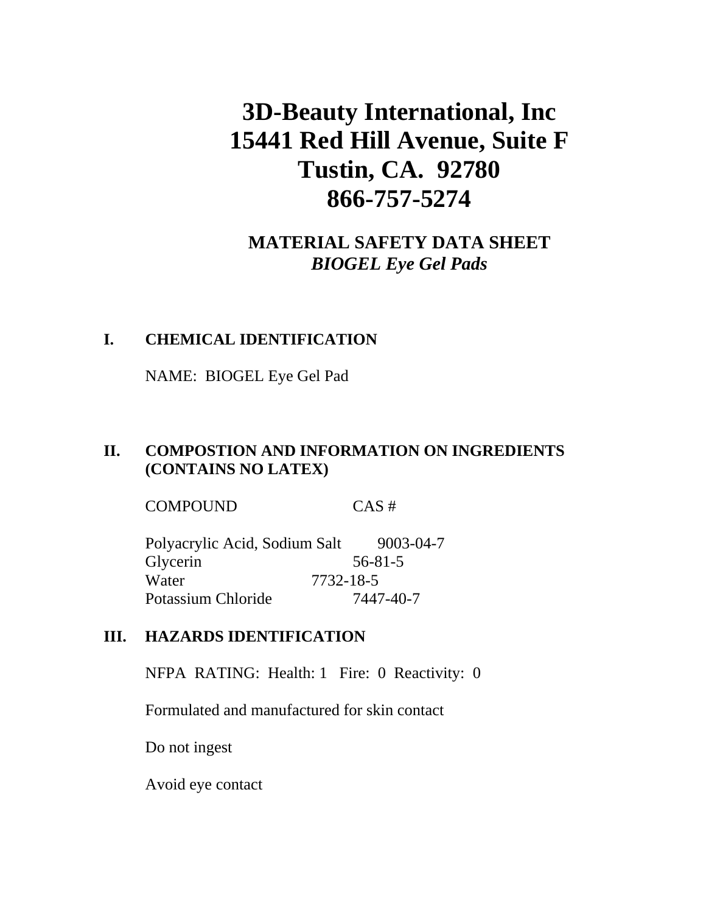# 3D-Beauty International, Inc
# 15441 Red Hill Avenue, Suite F
# Tustin, CA. 92780
# 866-757-5274

## MATERIAL SAFETY DATA SHEET
## *BIOGEL Eye Gel Pads*

### I. CHEMICAL IDENTIFICATION

NAME: BIOGEL Eye Gel Pad

### II. COMPOSTION AND INFORMATION ON INGREDIENTS (CONTAINS NO LATEX)

| COMPOUND | CAS # |
|---|---|
| Polyacrylic Acid, Sodium Salt | 9003-04-7 |
| Glycerin | 56-81-5 |
| Water | 7732-18-5 |
| Potassium Chloride | 7447-40-7 |

### III. HAZARDS IDENTIFICATION

NFPA RATING: Health: 1 Fire: 0 Reactivity: 0

Formulated and manufactured for skin contact

Do not ingest

Avoid eye contact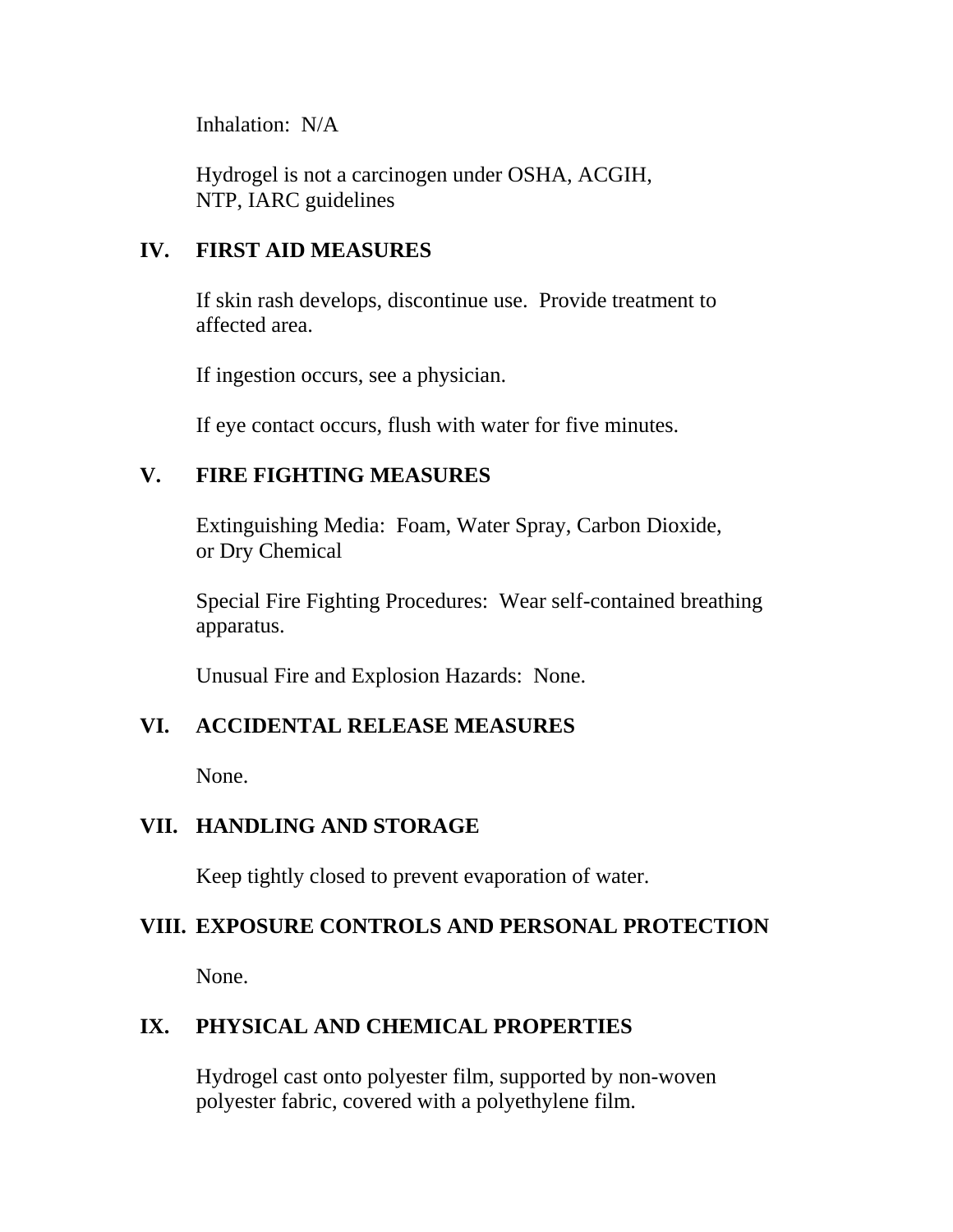Inhalation:  N/A

Hydrogel is not a carcinogen under OSHA, ACGIH, NTP, IARC guidelines

## IV. FIRST AID MEASURES

If skin rash develops, discontinue use.  Provide treatment to affected area.

If ingestion occurs, see a physician.

If eye contact occurs, flush with water for five minutes.

## V. FIRE FIGHTING MEASURES

Extinguishing Media:  Foam, Water Spray, Carbon Dioxide, or Dry Chemical

Special Fire Fighting Procedures:  Wear self-contained breathing apparatus.

Unusual Fire and Explosion Hazards:  None.

## VI. ACCIDENTAL RELEASE MEASURES

None.

## VII. HANDLING AND STORAGE

Keep tightly closed to prevent evaporation of water.

## VIII. EXPOSURE CONTROLS AND PERSONAL PROTECTION

None.

## IX. PHYSICAL AND CHEMICAL PROPERTIES

Hydrogel cast onto polyester film, supported by non-woven polyester fabric, covered with a polyethylene film.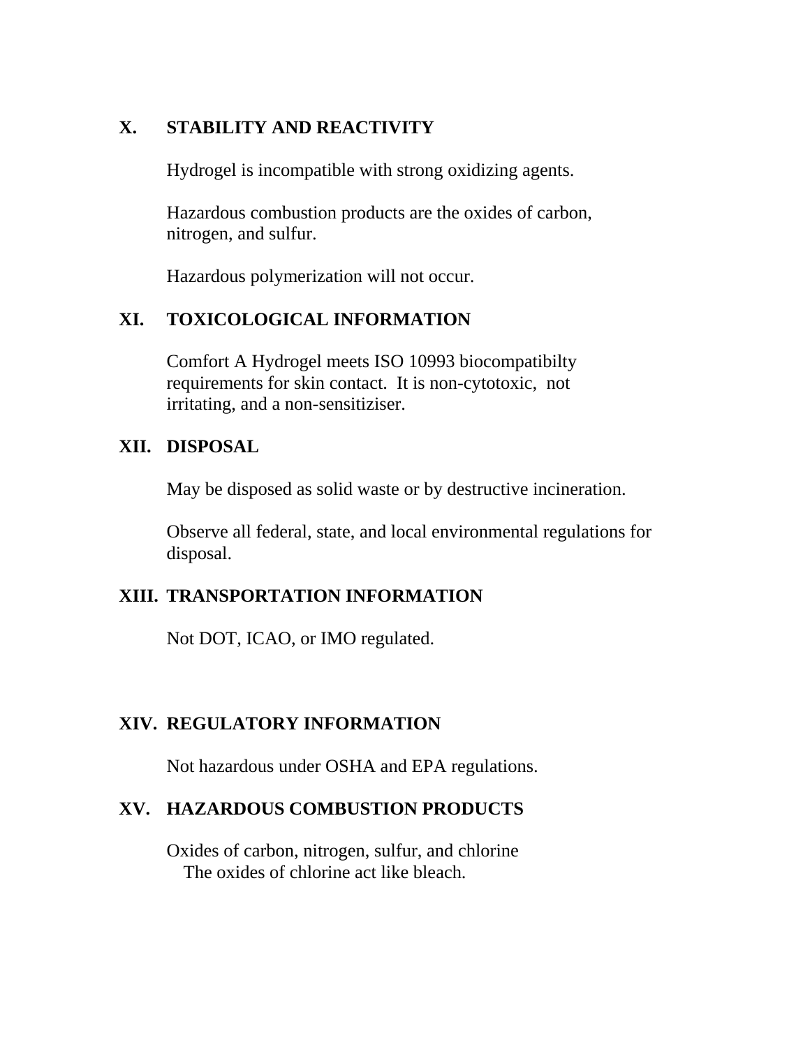## X. STABILITY AND REACTIVITY

Hydrogel is incompatible with strong oxidizing agents.

Hazardous combustion products are the oxides of carbon, nitrogen, and sulfur.

Hazardous polymerization will not occur.

## XI. TOXICOLOGICAL INFORMATION

Comfort A Hydrogel meets ISO 10993 biocompatibilty requirements for skin contact. It is non-cytotoxic, not irritating, and a non-sensitiziser.

## XII. DISPOSAL

May be disposed as solid waste or by destructive incineration.

Observe all federal, state, and local environmental regulations for disposal.

## XIII. TRANSPORTATION INFORMATION

Not DOT, ICAO, or IMO regulated.

## XIV. REGULATORY INFORMATION

Not hazardous under OSHA and EPA regulations.

## XV. HAZARDOUS COMBUSTION PRODUCTS

Oxides of carbon, nitrogen, sulfur, and chlorine
The oxides of chlorine act like bleach.